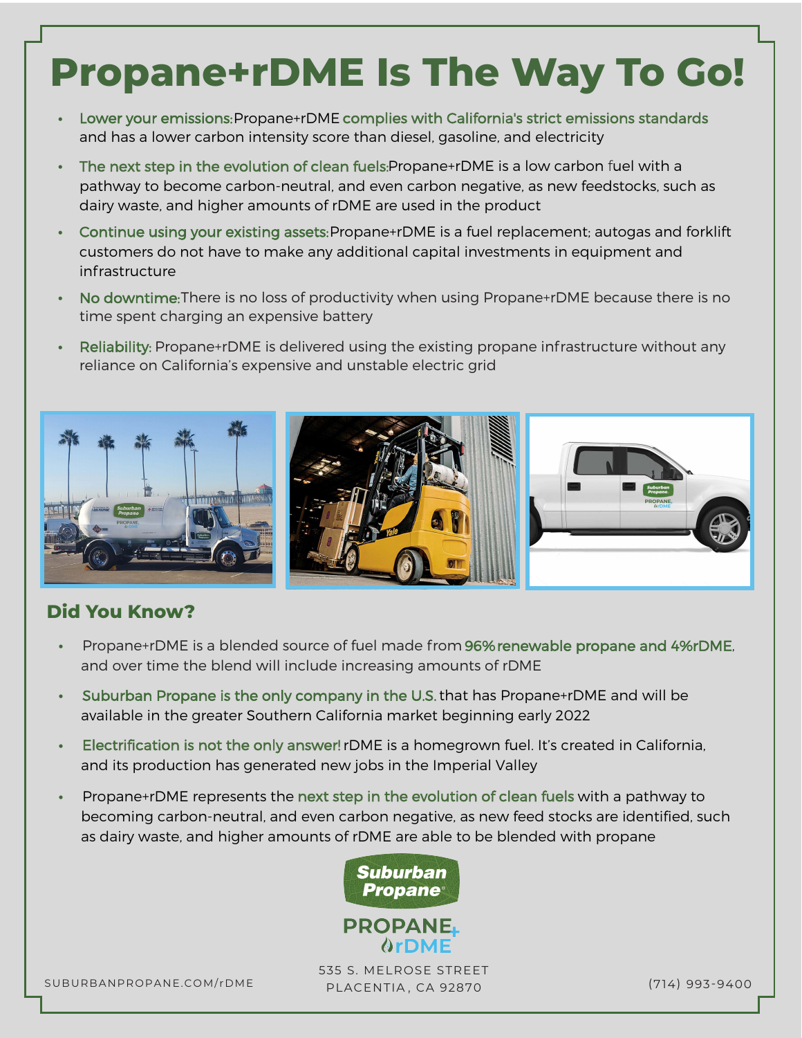# Propane+rDME Is The Way To Go!

- Lower your emissions: Propane+rDME complies with California's strict emissions standards and has a lower carbon intensity score than diesel, gasoline, and electricity
- The next step in the evolution of clean fuels: Propane+rDME is a low carbon fuel with a pathway to become carbon-neutral, and even carbon negative, as new feedstocks, such as dairy waste, and higher amounts of rDME are used in the product
- Continue using your existing assets: Propane+rDME is a fuel replacement; autogas and forklift customers do not have to make any additional capital investments in equipment and infrastructure
- No downtime: There is no loss of productivity when using Propane+rDME because there is no time spent charging an expensive battery
- Reliability: Propane+rDME is delivered using the existing propane infrastructure without any reliance on California's expensive and unstable electric grid

## Did You Know?

- Propane+rDME is a blended source of fuel made from 96% renewable propane and 4% rDME, and over time the blend will include increasing amounts of rDME
- Suburban Propane is the only company in the U.S. that has Propane+rDME and will be available in the greater Southern California market beginning early 2022
- Electrification is not the only answer! rDME is a homegrown fuel. It's created in California, and its production has generated new jobs in the Imperial Valley
- Propane+rDME represents the next step in the evolution of clean fuels with a pathway to becoming carbon-neutral, and even carbon negative, as new feed stocks are identified, such as dairy waste, and higher amounts of rDME are able to be blended with propane

Suburban Propane®

PROPANE + rDME

SUBURBANPROPANE.COM/rDME

535 S. MELROSE STREET
PLACENTIA, CA 92870

(714) 993-9400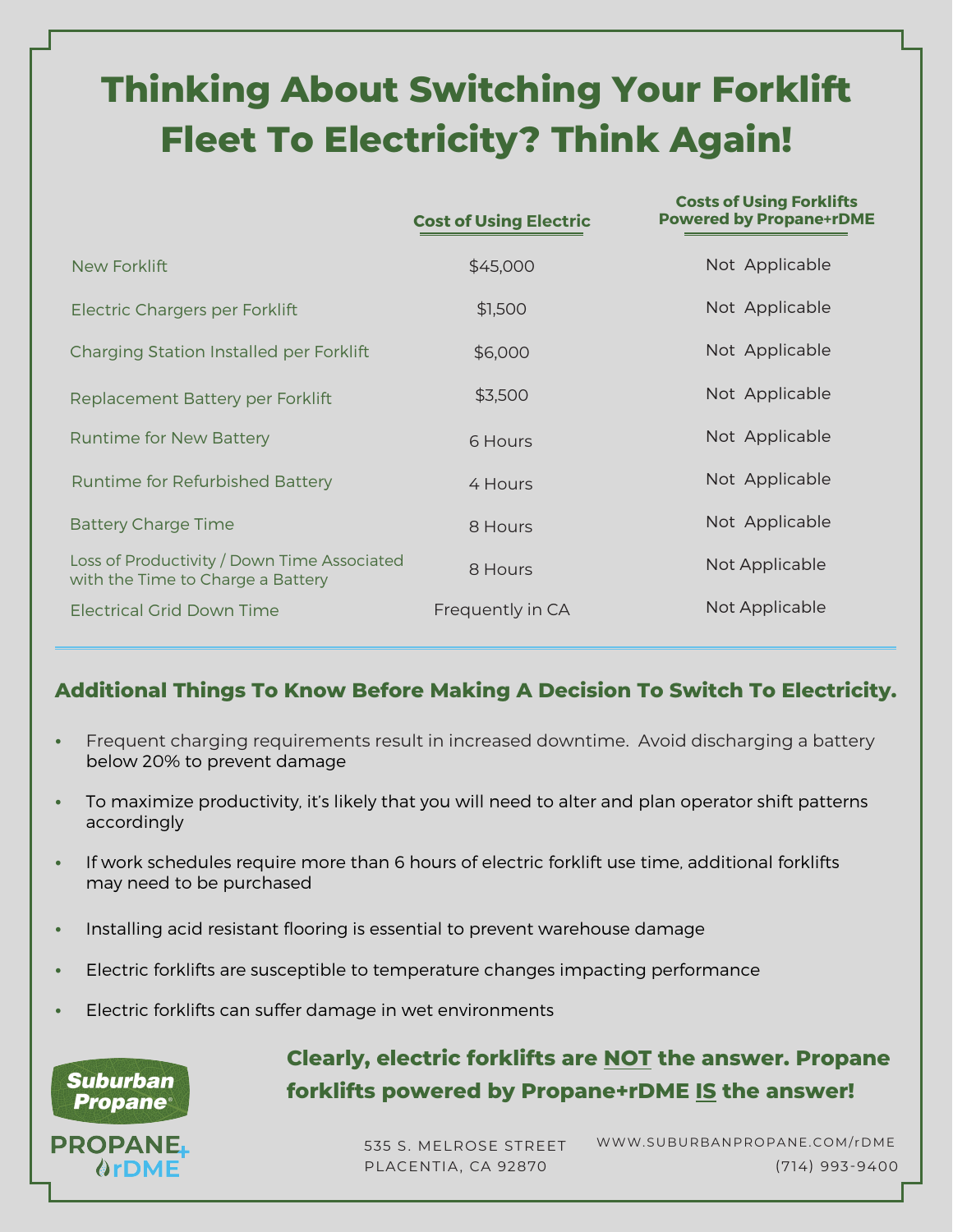# Thinking About Switching Your Forklift Fleet To Electricity? Think Again!

| | Cost of Using Electric | Costs of Using Forklifts Powered by Propane+rDME |
|---|---|---|
| New Forklift | $45,000 | Not Applicable |
| Electric Chargers per Forklift | $1,500 | Not Applicable |
| Charging Station Installed per Forklift | $6,000 | Not Applicable |
| Replacement Battery per Forklift | $3,500 | Not Applicable |
| Runtime for New Battery | 6 Hours | Not Applicable |
| Runtime for Refurbished Battery | 4 Hours | Not Applicable |
| Battery Charge Time | 8 Hours | Not Applicable |
| Loss of Productivity / Down Time Associated with the Time to Charge a Battery | 8 Hours | Not Applicable |
| Electrical Grid Down Time | Frequently in CA | Not Applicable |

## Additional Things To Know Before Making A Decision To Switch To Electricity.

- Frequent charging requirements result in increased downtime. Avoid discharging a battery below 20% to prevent damage
- To maximize productivity, it's likely that you will need to alter and plan operator shift patterns accordingly
- If work schedules require more than 6 hours of electric forklift use time, additional forklifts may need to be purchased
- Installing acid resistant flooring is essential to prevent warehouse damage
- Electric forklifts are susceptible to temperature changes impacting performance
- Electric forklifts can suffer damage in wet environments

**Clearly, electric forklifts are NOT the answer. Propane forklifts powered by Propane+rDME IS the answer!**

Suburban Propane®

PROPANE+ rDME

535 S. MELROSE STREET
PLACENTIA, CA 92870

WWW.SUBURBANPROPANE.COM/rDME
(714) 993-9400